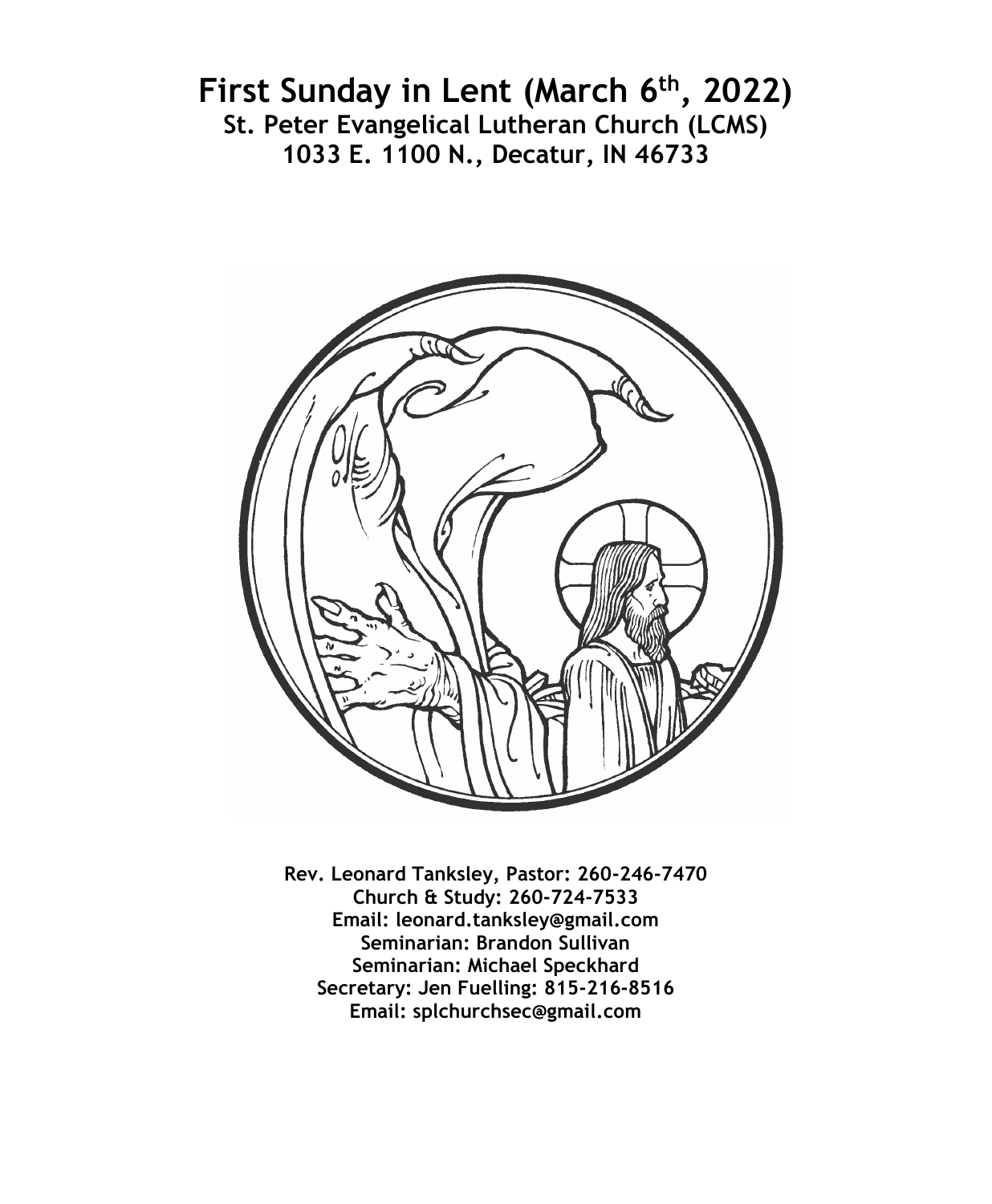# First Sunday in Lent (March 6th, 2022)

## St. Peter Evangelical Lutheran Church (LCMS)

## 1033 E. 1100 N., Decatur, IN 46733

**Rev. Leonard Tanksley, Pastor: 260-246-7470**
**Church & Study: 260-724-7533**
**Email: leonard.tanksley@gmail.com**
**Seminarian: Brandon Sullivan**
**Seminarian: Michael Speckhard**
**Secretary: Jen Fuelling: 815-216-8516**
**Email: splchurchsec@gmail.com**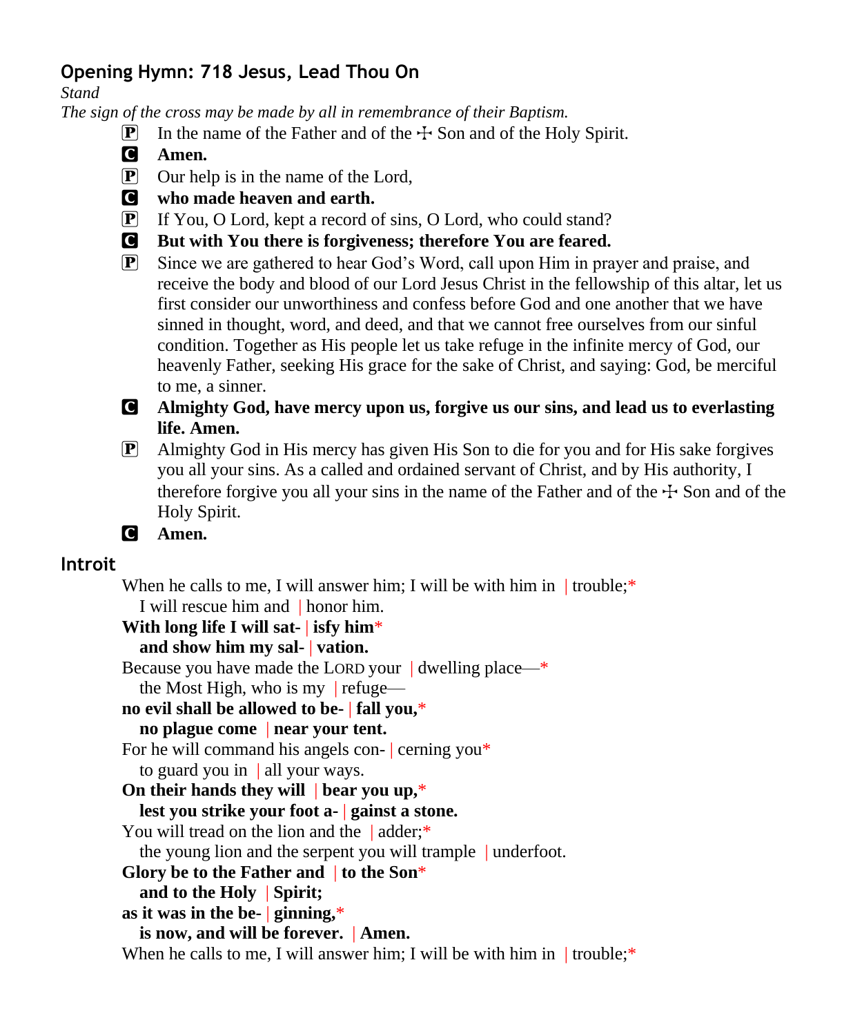## Opening Hymn: 718 Jesus, Lead Thou On

*Stand*

*The sign of the cross may be made by all in remembrance of their Baptism.*

P In the name of the Father and of the ☩ Son and of the Holy Spirit.

C **Amen.**

P Our help is in the name of the Lord,

C **who made heaven and earth.**

P If You, O Lord, kept a record of sins, O Lord, who could stand?

C **But with You there is forgiveness; therefore You are feared.**

P Since we are gathered to hear God's Word, call upon Him in prayer and praise, and receive the body and blood of our Lord Jesus Christ in the fellowship of this altar, let us first consider our unworthiness and confess before God and one another that we have sinned in thought, word, and deed, and that we cannot free ourselves from our sinful condition. Together as His people let us take refuge in the infinite mercy of God, our heavenly Father, seeking His grace for the sake of Christ, and saying: God, be merciful to me, a sinner.

C **Almighty God, have mercy upon us, forgive us our sins, and lead us to everlasting life. Amen.**

P Almighty God in His mercy has given His Son to die for you and for His sake forgives you all your sins. As a called and ordained servant of Christ, and by His authority, I therefore forgive you all your sins in the name of the Father and of the ☩ Son and of the Holy Spirit.

C **Amen.**

## Introit

When he calls to me, I will answer him; I will be with him in | trouble;*
  I will rescue him and | honor him.
**With long life I will sat- | isfy him***
  **and show him my sal- | vation.**
Because you have made the LORD your | dwelling place—*
  the Most High, who is my | refuge—
**no evil shall be allowed to be- | fall you,***
  **no plague come | near your tent.**
For he will command his angels con- | cerning you*
  to guard you in | all your ways.
**On their hands they will | bear you up,***
  **lest you strike your foot a- | gainst a stone.**
You will tread on the lion and the | adder;*
  the young lion and the serpent you will trample | underfoot.
**Glory be to the Father and | to the Son***
  **and to the Holy | Spirit;**
**as it was in the be- | ginning,***
  **is now, and will be forever. | Amen.**
When he calls to me, I will answer him; I will be with him in | trouble;*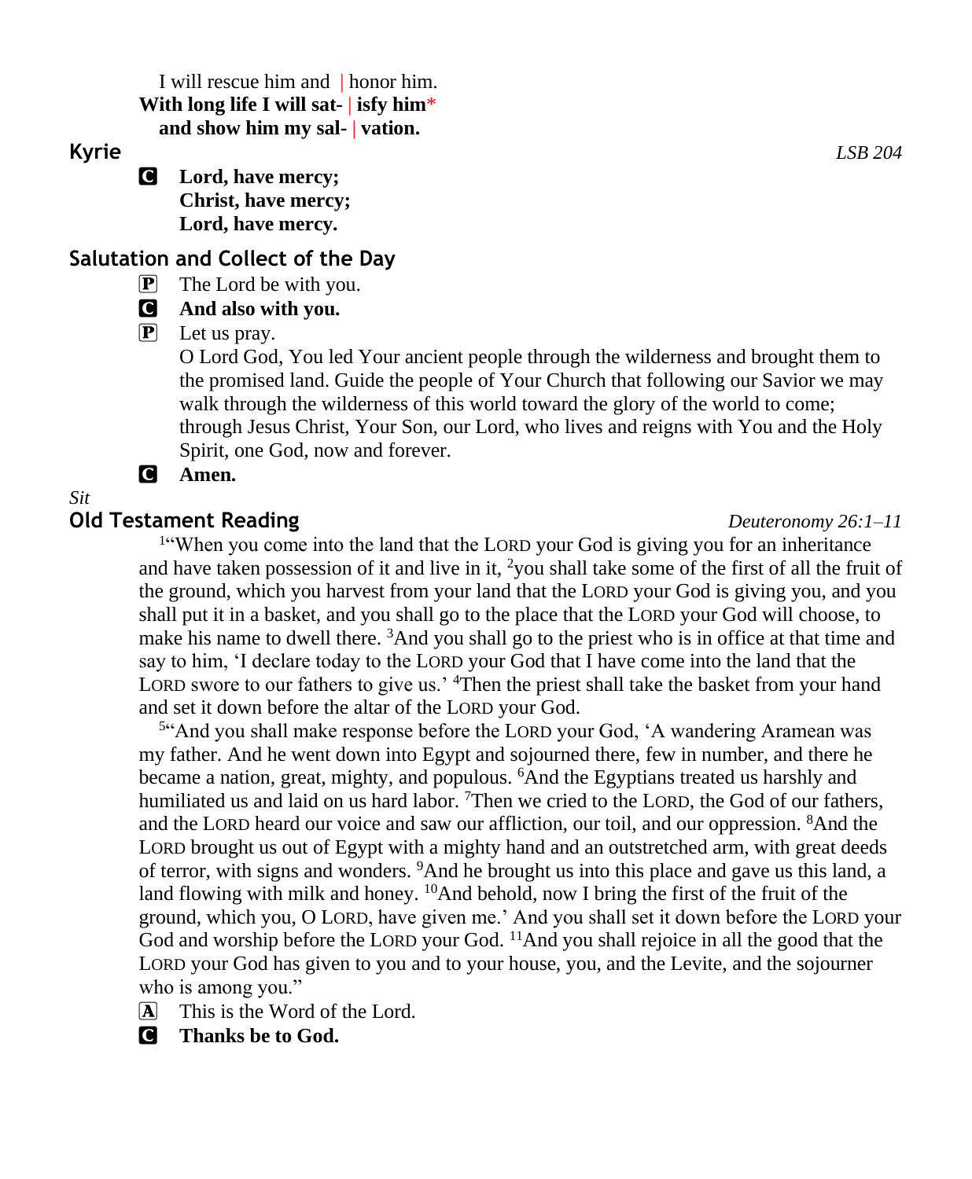I will rescue him and | honor him.
**With long life I will sat- | isfy him***
**and show him my sal- | vation.**

## Kyrie

*LSB 204*

C **Lord, have mercy;**
**Christ, have mercy;**
**Lord, have mercy.**

## Salutation and Collect of the Day

P The Lord be with you.

C **And also with you.**

P Let us pray.
O Lord God, You led Your ancient people through the wilderness and brought them to the promised land. Guide the people of Your Church that following our Savior we may walk through the wilderness of this world toward the glory of the world to come; through Jesus Christ, Your Son, our Lord, who lives and reigns with You and the Holy Spirit, one God, now and forever.

C **Amen.**

*Sit*

## Old Testament Reading

*Deuteronomy 26:1–11*

[1]"When you come into the land that the LORD your God is giving you for an inheritance and have taken possession of it and live in it, [2]you shall take some of the first of all the fruit of the ground, which you harvest from your land that the LORD your God is giving you, and you shall put it in a basket, and you shall go to the place that the LORD your God will choose, to make his name to dwell there. [3]And you shall go to the priest who is in office at that time and say to him, 'I declare today to the LORD your God that I have come into the land that the LORD swore to our fathers to give us.' [4]Then the priest shall take the basket from your hand and set it down before the altar of the LORD your God.

[5]"And you shall make response before the LORD your God, 'A wandering Aramean was my father. And he went down into Egypt and sojourned there, few in number, and there he became a nation, great, mighty, and populous. [6]And the Egyptians treated us harshly and humiliated us and laid on us hard labor. [7]Then we cried to the LORD, the God of our fathers, and the LORD heard our voice and saw our affliction, our toil, and our oppression. [8]And the LORD brought us out of Egypt with a mighty hand and an outstretched arm, with great deeds of terror, with signs and wonders. [9]And he brought us into this place and gave us this land, a land flowing with milk and honey. [10]And behold, now I bring the first of the fruit of the ground, which you, O LORD, have given me.' And you shall set it down before the LORD your God and worship before the LORD your God. [11]And you shall rejoice in all the good that the LORD your God has given to you and to your house, you, and the Levite, and the sojourner who is among you."

A This is the Word of the Lord.

C **Thanks be to God.**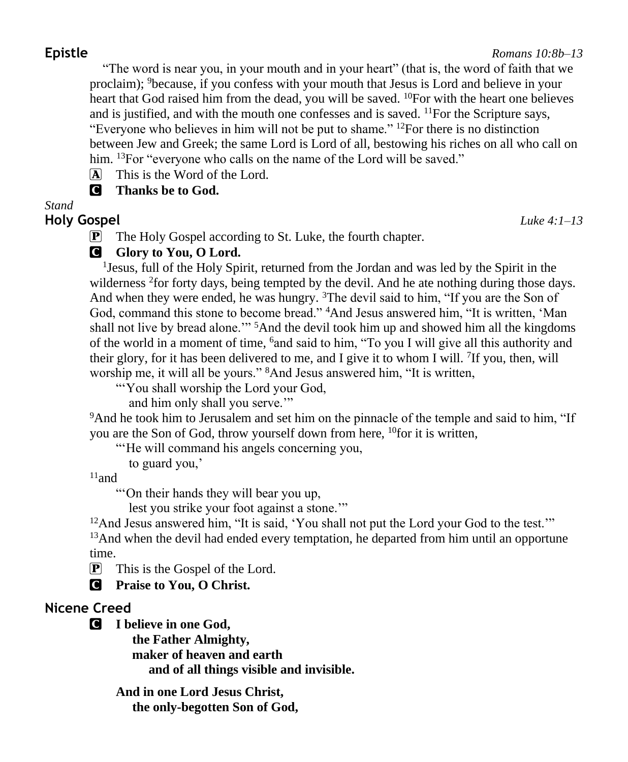## Epistle *Romans 10:8b–13*

"The word is near you, in your mouth and in your heart" (that is, the word of faith that we proclaim); [9]because, if you confess with your mouth that Jesus is Lord and believe in your heart that God raised him from the dead, you will be saved. [10]For with the heart one believes and is justified, and with the mouth one confesses and is saved. [11]For the Scripture says, "Everyone who believes in him will not be put to shame." [12]For there is no distinction between Jew and Greek; the same Lord is Lord of all, bestowing his riches on all who call on him. [13]For "everyone who calls on the name of the Lord will be saved."

Ⓐ This is the Word of the Lord.

Ⓒ **Thanks be to God.**

*Stand*

## Holy Gospel *Luke 4:1–13*

Ⓟ The Holy Gospel according to St. Luke, the fourth chapter.

Ⓒ **Glory to You, O Lord.**

[1]Jesus, full of the Holy Spirit, returned from the Jordan and was led by the Spirit in the wilderness [2]for forty days, being tempted by the devil. And he ate nothing during those days. And when they were ended, he was hungry. [3]The devil said to him, "If you are the Son of God, command this stone to become bread." [4]And Jesus answered him, "It is written, 'Man shall not live by bread alone.'" [5]And the devil took him up and showed him all the kingdoms of the world in a moment of time, [6]and said to him, "To you I will give all this authority and their glory, for it has been delivered to me, and I give it to whom I will. [7]If you, then, will worship me, it will all be yours." [8]And Jesus answered him, "It is written,

"'You shall worship the Lord your God,
and him only shall you serve.'"

[9]And he took him to Jerusalem and set him on the pinnacle of the temple and said to him, "If you are the Son of God, throw yourself down from here, [10]for it is written,

"'He will command his angels concerning you,
to guard you,'

[11]and

"'On their hands they will bear you up,
lest you strike your foot against a stone.'"

[12]And Jesus answered him, "It is said, 'You shall not put the Lord your God to the test.'" [13]And when the devil had ended every temptation, he departed from him until an opportune time.

Ⓟ This is the Gospel of the Lord.

Ⓒ **Praise to You, O Christ.**

## Nicene Creed

Ⓒ **I believe in one God,
the Father Almighty,
maker of heaven and earth
and of all things visible and invisible.**

**And in one Lord Jesus Christ,
the only-begotten Son of God,**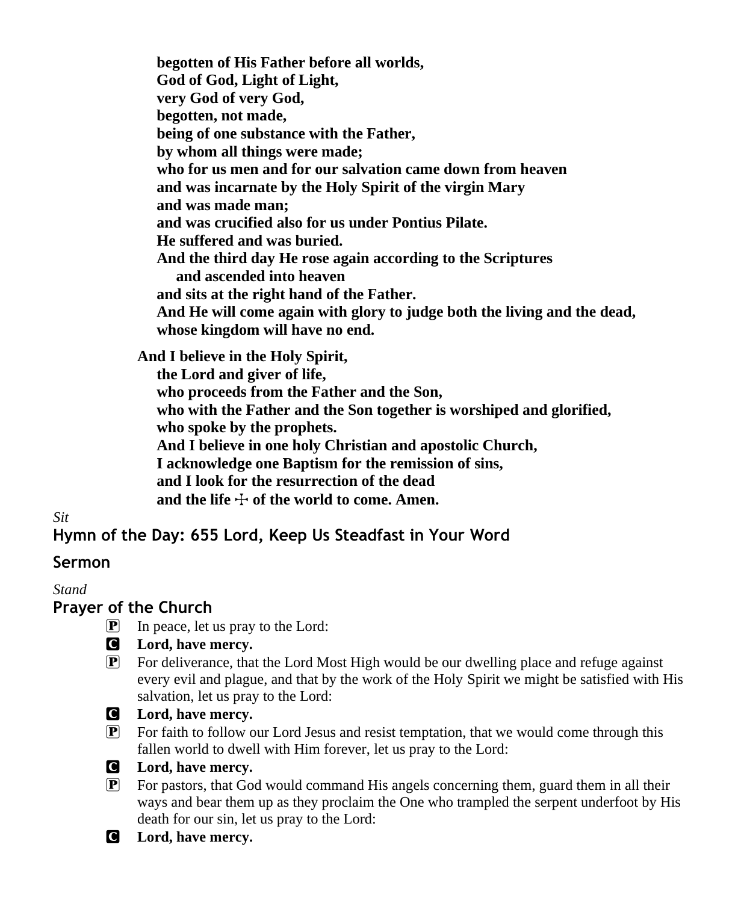**begotten of His Father before all worlds,**
**God of God, Light of Light,**
**very God of very God,**
**begotten, not made,**
**being of one substance with the Father,**
**by whom all things were made;**
**who for us men and for our salvation came down from heaven**
**and was incarnate by the Holy Spirit of the virgin Mary**
**and was made man;**
**and was crucified also for us under Pontius Pilate.**
**He suffered and was buried.**
**And the third day He rose again according to the Scriptures**
**and ascended into heaven**
**and sits at the right hand of the Father.**
**And He will come again with glory to judge both the living and the dead,**
**whose kingdom will have no end.**

**And I believe in the Holy Spirit,**
**the Lord and giver of life,**
**who proceeds from the Father and the Son,**
**who with the Father and the Son together is worshiped and glorified,**
**who spoke by the prophets.**
**And I believe in one holy Christian and apostolic Church,**
**I acknowledge one Baptism for the remission of sins,**
**and I look for the resurrection of the dead**
**and the life ☩ of the world to come. Amen.**

*Sit*

## Hymn of the Day: 655 Lord, Keep Us Steadfast in Your Word

## Sermon

*Stand*

## Prayer of the Church

P In peace, let us pray to the Lord:

C **Lord, have mercy.**

P For deliverance, that the Lord Most High would be our dwelling place and refuge against every evil and plague, and that by the work of the Holy Spirit we might be satisfied with His salvation, let us pray to the Lord:

C **Lord, have mercy.**

P For faith to follow our Lord Jesus and resist temptation, that we would come through this fallen world to dwell with Him forever, let us pray to the Lord:

C **Lord, have mercy.**

P For pastors, that God would command His angels concerning them, guard them in all their ways and bear them up as they proclaim the One who trampled the serpent underfoot by His death for our sin, let us pray to the Lord:

C **Lord, have mercy.**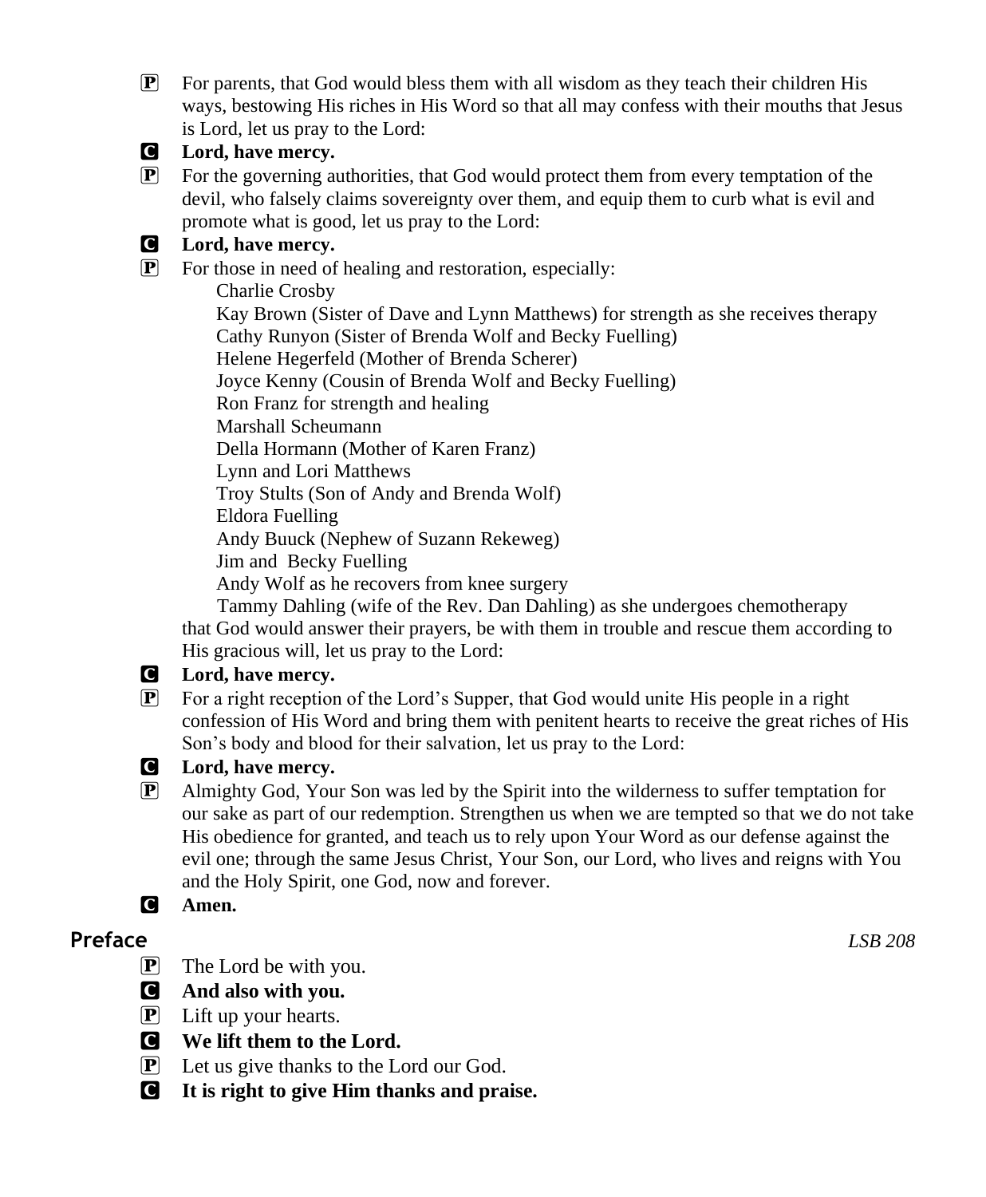P For parents, that God would bless them with all wisdom as they teach their children His ways, bestowing His riches in His Word so that all may confess with their mouths that Jesus is Lord, let us pray to the Lord:

C **Lord, have mercy.**

P For the governing authorities, that God would protect them from every temptation of the devil, who falsely claims sovereignty over them, and equip them to curb what is evil and promote what is good, let us pray to the Lord:

C **Lord, have mercy.**

P For those in need of healing and restoration, especially:

Charlie Crosby
Kay Brown (Sister of Dave and Lynn Matthews) for strength as she receives therapy
Cathy Runyon (Sister of Brenda Wolf and Becky Fuelling)
Helene Hegerfeld (Mother of Brenda Scherer)
Joyce Kenny (Cousin of Brenda Wolf and Becky Fuelling)
Ron Franz for strength and healing
Marshall Scheumann
Della Hormann (Mother of Karen Franz)
Lynn and Lori Matthews
Troy Stults (Son of Andy and Brenda Wolf)
Eldora Fuelling
Andy Buuck (Nephew of Suzann Rekeweg)
Jim and Becky Fuelling
Andy Wolf as he recovers from knee surgery
Tammy Dahling (wife of the Rev. Dan Dahling) as she undergoes chemotherapy

that God would answer their prayers, be with them in trouble and rescue them according to His gracious will, let us pray to the Lord:

C **Lord, have mercy.**

P For a right reception of the Lord's Supper, that God would unite His people in a right confession of His Word and bring them with penitent hearts to receive the great riches of His Son's body and blood for their salvation, let us pray to the Lord:

C **Lord, have mercy.**

P Almighty God, Your Son was led by the Spirit into the wilderness to suffer temptation for our sake as part of our redemption. Strengthen us when we are tempted so that we do not take His obedience for granted, and teach us to rely upon Your Word as our defense against the evil one; through the same Jesus Christ, Your Son, our Lord, who lives and reigns with You and the Holy Spirit, one God, now and forever.

C **Amen.**

## Preface *LSB 208*

P The Lord be with you.

C **And also with you.**

P Lift up your hearts.

C **We lift them to the Lord.**

P Let us give thanks to the Lord our God.

C **It is right to give Him thanks and praise.**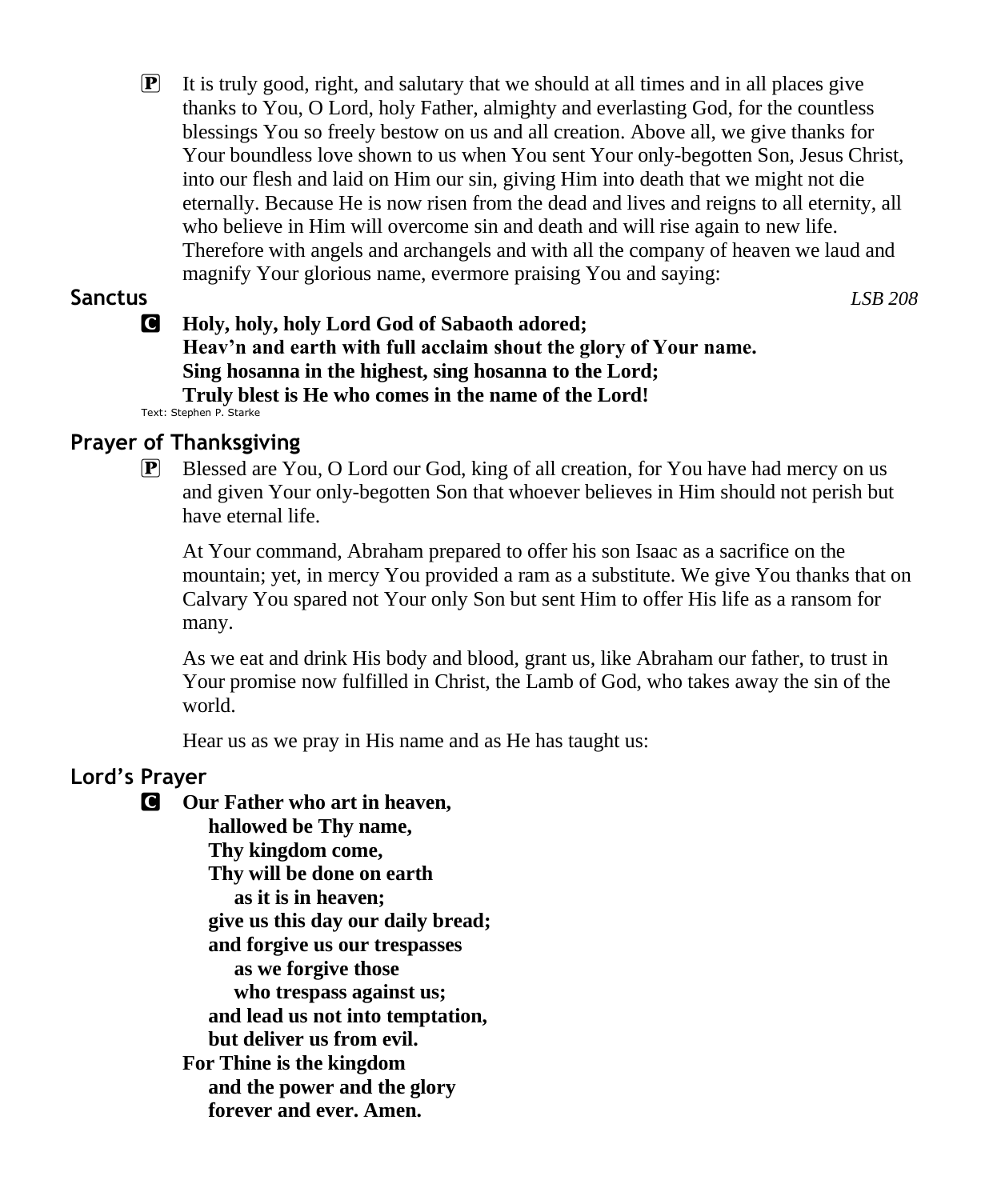P It is truly good, right, and salutary that we should at all times and in all places give thanks to You, O Lord, holy Father, almighty and everlasting God, for the countless blessings You so freely bestow on us and all creation. Above all, we give thanks for Your boundless love shown to us when You sent Your only-begotten Son, Jesus Christ, into our flesh and laid on Him our sin, giving Him into death that we might not die eternally. Because He is now risen from the dead and lives and reigns to all eternity, all who believe in Him will overcome sin and death and will rise again to new life. Therefore with angels and archangels and with all the company of heaven we laud and magnify Your glorious name, evermore praising You and saying:

## Sanctus *LSB 208*

C **Holy, holy, holy Lord God of Sabaoth adored;**
**Heav'n and earth with full acclaim shout the glory of Your name.**
**Sing hosanna in the highest, sing hosanna to the Lord;**
**Truly blest is He who comes in the name of the Lord!**

Text: Stephen P. Starke

## Prayer of Thanksgiving

P Blessed are You, O Lord our God, king of all creation, for You have had mercy on us and given Your only-begotten Son that whoever believes in Him should not perish but have eternal life.

At Your command, Abraham prepared to offer his son Isaac as a sacrifice on the mountain; yet, in mercy You provided a ram as a substitute. We give You thanks that on Calvary You spared not Your only Son but sent Him to offer His life as a ransom for many.

As we eat and drink His body and blood, grant us, like Abraham our father, to trust in Your promise now fulfilled in Christ, the Lamb of God, who takes away the sin of the world.

Hear us as we pray in His name and as He has taught us:

## Lord's Prayer

C **Our Father who art in heaven,**
**hallowed be Thy name,**
**Thy kingdom come,**
**Thy will be done on earth**
**as it is in heaven;**
**give us this day our daily bread;**
**and forgive us our trespasses**
**as we forgive those**
**who trespass against us;**
**and lead us not into temptation,**
**but deliver us from evil.**
**For Thine is the kingdom**
**and the power and the glory**
**forever and ever. Amen.**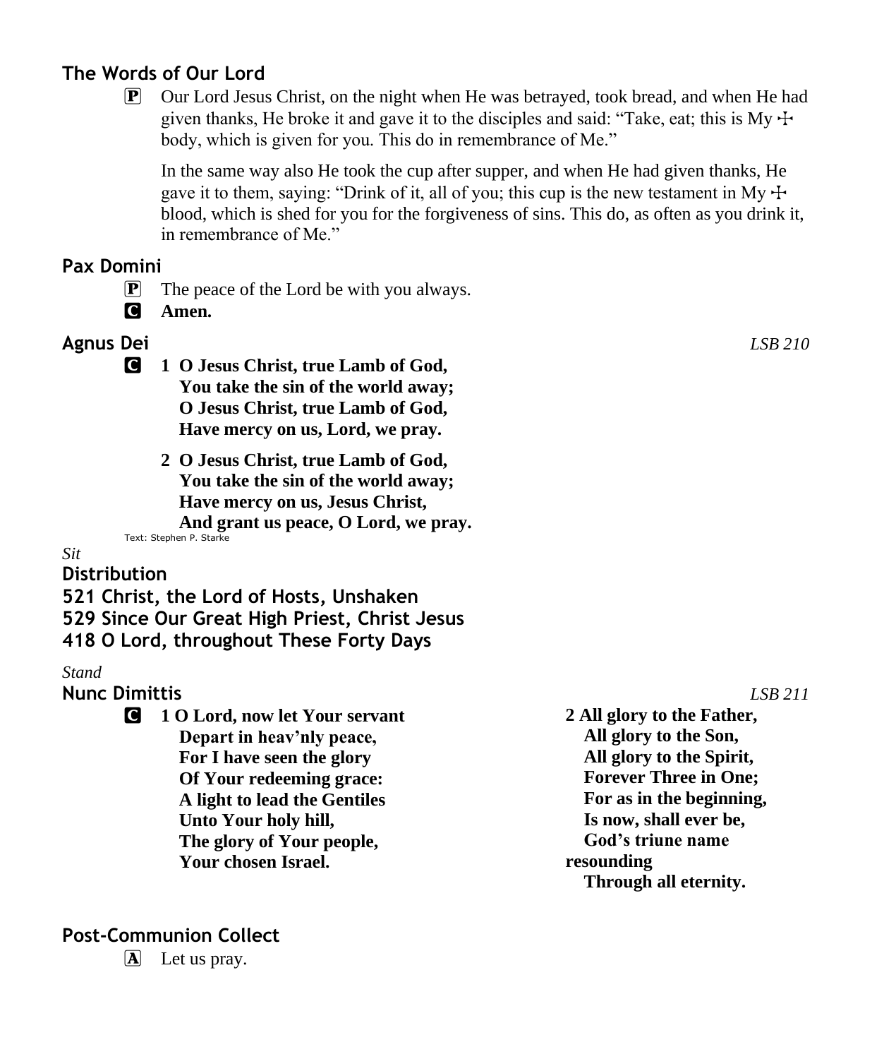## The Words of Our Lord

P Our Lord Jesus Christ, on the night when He was betrayed, took bread, and when He had given thanks, He broke it and gave it to the disciples and said: "Take, eat; this is My ☩ body, which is given for you. This do in remembrance of Me."

In the same way also He took the cup after supper, and when He had given thanks, He gave it to them, saying: "Drink of it, all of you; this cup is the new testament in My ☩ blood, which is shed for you for the forgiveness of sins. This do, as often as you drink it, in remembrance of Me."

## Pax Domini

P The peace of the Lord be with you always.

C **Amen.**

## Agnus Dei

*LSB 210*

C **1 O Jesus Christ, true Lamb of God,**
**You take the sin of the world away;**
**O Jesus Christ, true Lamb of God,**
**Have mercy on us, Lord, we pray.**

**2 O Jesus Christ, true Lamb of God,**
**You take the sin of the world away;**
**Have mercy on us, Jesus Christ,**
**And grant us peace, O Lord, we pray.**

Text: Stephen P. Starke

*Sit*

## Distribution

## 521 Christ, the Lord of Hosts, Unshaken

## 529 Since Our Great High Priest, Christ Jesus

## 418 O Lord, throughout These Forty Days

*Stand*

## Nunc Dimittis

*LSB 211*

C **1 O Lord, now let Your servant**
**Depart in heav'nly peace,**
**For I have seen the glory**
**Of Your redeeming grace:**
**A light to lead the Gentiles**
**Unto Your holy hill,**
**The glory of Your people,**
**Your chosen Israel.**

**2 All glory to the Father,**
**All glory to the Son,**
**All glory to the Spirit,**
**Forever Three in One;**
**For as in the beginning,**
**Is now, shall ever be,**
**God's triune name resounding**
**Through all eternity.**

## Post-Communion Collect

A Let us pray.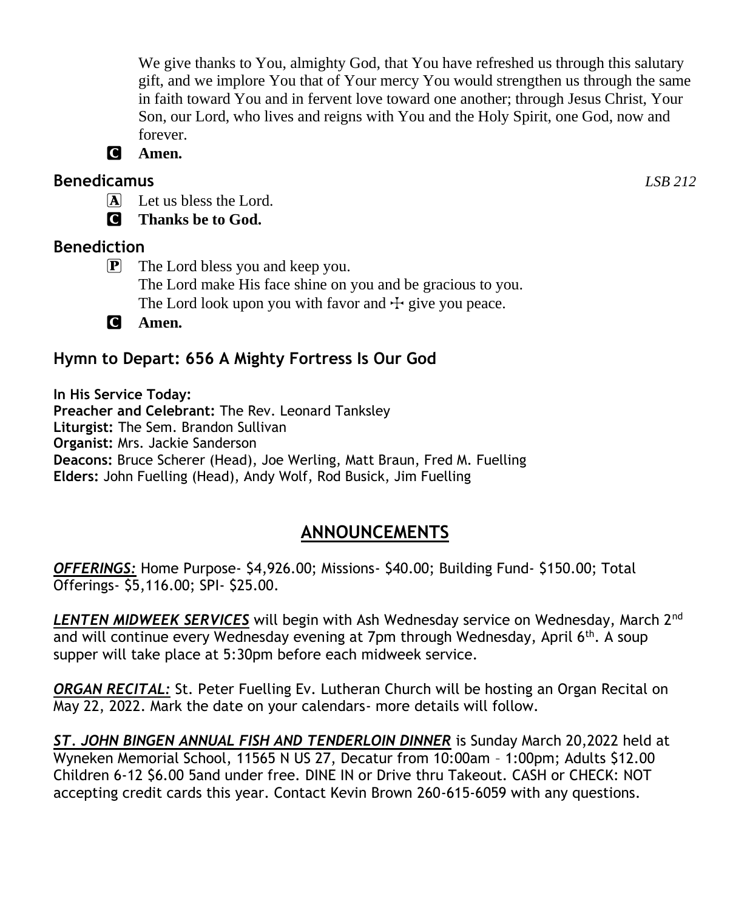We give thanks to You, almighty God, that You have refreshed us through this salutary gift, and we implore You that of Your mercy You would strengthen us through the same in faith toward You and in fervent love toward one another; through Jesus Christ, Your Son, our Lord, who lives and reigns with You and the Holy Spirit, one God, now and forever.

**C Amen.**

## Benedicamus

*LSB 212*

A Let us bless the Lord.

**C Thanks be to God.**

## Benediction

P The Lord bless you and keep you.
The Lord make His face shine on you and be gracious to you.
The Lord look upon you with favor and ☩ give you peace.

**C Amen.**

## Hymn to Depart: 656 A Mighty Fortress Is Our God

**In His Service Today:**
**Preacher and Celebrant:** The Rev. Leonard Tanksley
**Liturgist:** The Sem. Brandon Sullivan
**Organist:** Mrs. Jackie Sanderson
**Deacons:** Bruce Scherer (Head), Joe Werling, Matt Braun, Fred M. Fuelling
**Elders:** John Fuelling (Head), Andy Wolf, Rod Busick, Jim Fuelling

# ANNOUNCEMENTS

***OFFERINGS:*** Home Purpose- $4,926.00; Missions- $40.00; Building Fund- $150.00; Total Offerings- $5,116.00; SPI- $25.00.

***LENTEN MIDWEEK SERVICES*** will begin with Ash Wednesday service on Wednesday, March 2nd and will continue every Wednesday evening at 7pm through Wednesday, April 6th. A soup supper will take place at 5:30pm before each midweek service.

***ORGAN RECITAL:*** St. Peter Fuelling Ev. Lutheran Church will be hosting an Organ Recital on May 22, 2022. Mark the date on your calendars- more details will follow.

***ST. JOHN BINGEN ANNUAL FISH AND TENDERLOIN DINNER*** is Sunday March 20,2022 held at Wyneken Memorial School, 11565 N US 27, Decatur from 10:00am – 1:00pm; Adults $12.00 Children 6-12 $6.00 5and under free. DINE IN or Drive thru Takeout. CASH or CHECK: NOT accepting credit cards this year. Contact Kevin Brown 260-615-6059 with any questions.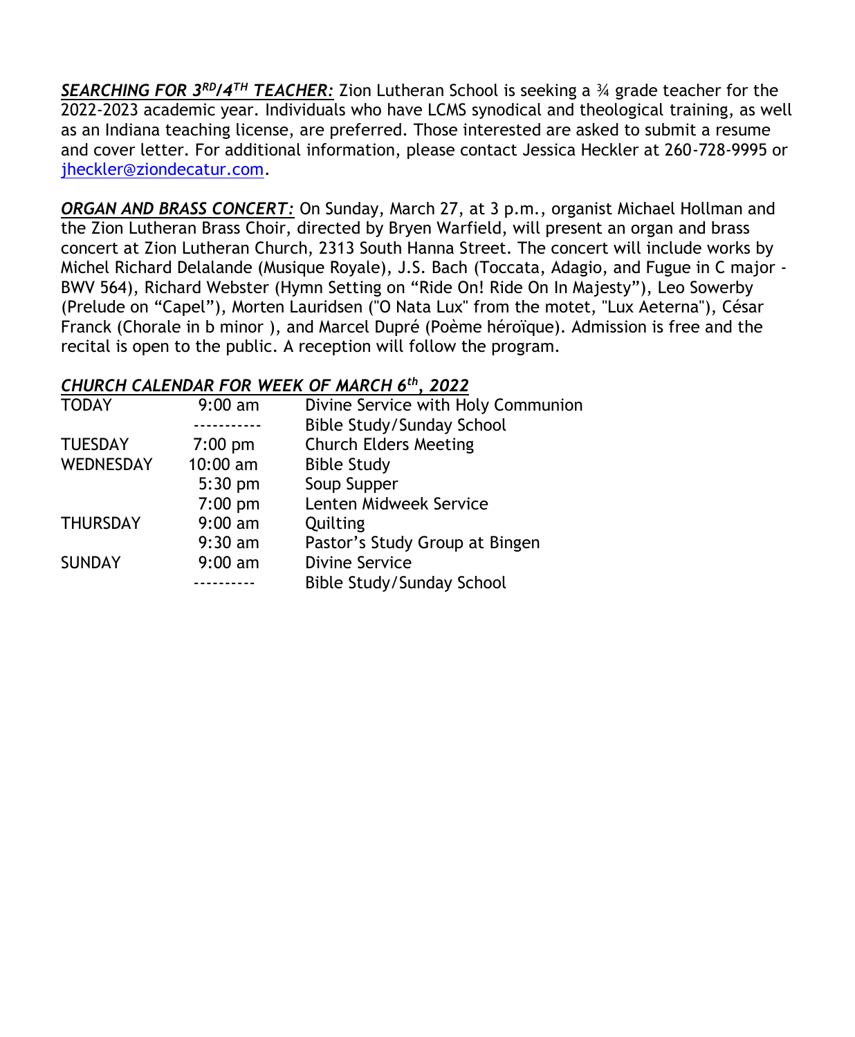***SEARCHING FOR 3RD/4TH TEACHER:*** Zion Lutheran School is seeking a ¾ grade teacher for the 2022-2023 academic year. Individuals who have LCMS synodical and theological training, as well as an Indiana teaching license, are preferred. Those interested are asked to submit a resume and cover letter. For additional information, please contact Jessica Heckler at 260-728-9995 or jheckler@ziondecatur.com.

***ORGAN AND BRASS CONCERT:*** On Sunday, March 27, at 3 p.m., organist Michael Hollman and the Zion Lutheran Brass Choir, directed by Bryen Warfield, will present an organ and brass concert at Zion Lutheran Church, 2313 South Hanna Street. The concert will include works by Michel Richard Delalande (Musique Royale), J.S. Bach (Toccata, Adagio, and Fugue in C major - BWV 564), Richard Webster (Hymn Setting on "Ride On! Ride On In Majesty"), Leo Sowerby (Prelude on "Capel"), Morten Lauridsen ("O Nata Lux" from the motet, "Lux Aeterna"), César Franck (Chorale in b minor ), and Marcel Dupré (Poème héroïque). Admission is free and the recital is open to the public. A reception will follow the program.

***CHURCH CALENDAR FOR WEEK OF MARCH 6th, 2022***

| | | |
|---|---|---|
| TODAY | 9:00 am | Divine Service with Holy Communion |
| | ----------- | Bible Study/Sunday School |
| TUESDAY | 7:00 pm | Church Elders Meeting |
| WEDNESDAY | 10:00 am | Bible Study |
| | 5:30 pm | Soup Supper |
| | 7:00 pm | Lenten Midweek Service |
| THURSDAY | 9:00 am | Quilting |
| | 9:30 am | Pastor's Study Group at Bingen |
| SUNDAY | 9:00 am | Divine Service |
| | ---------- | Bible Study/Sunday School |